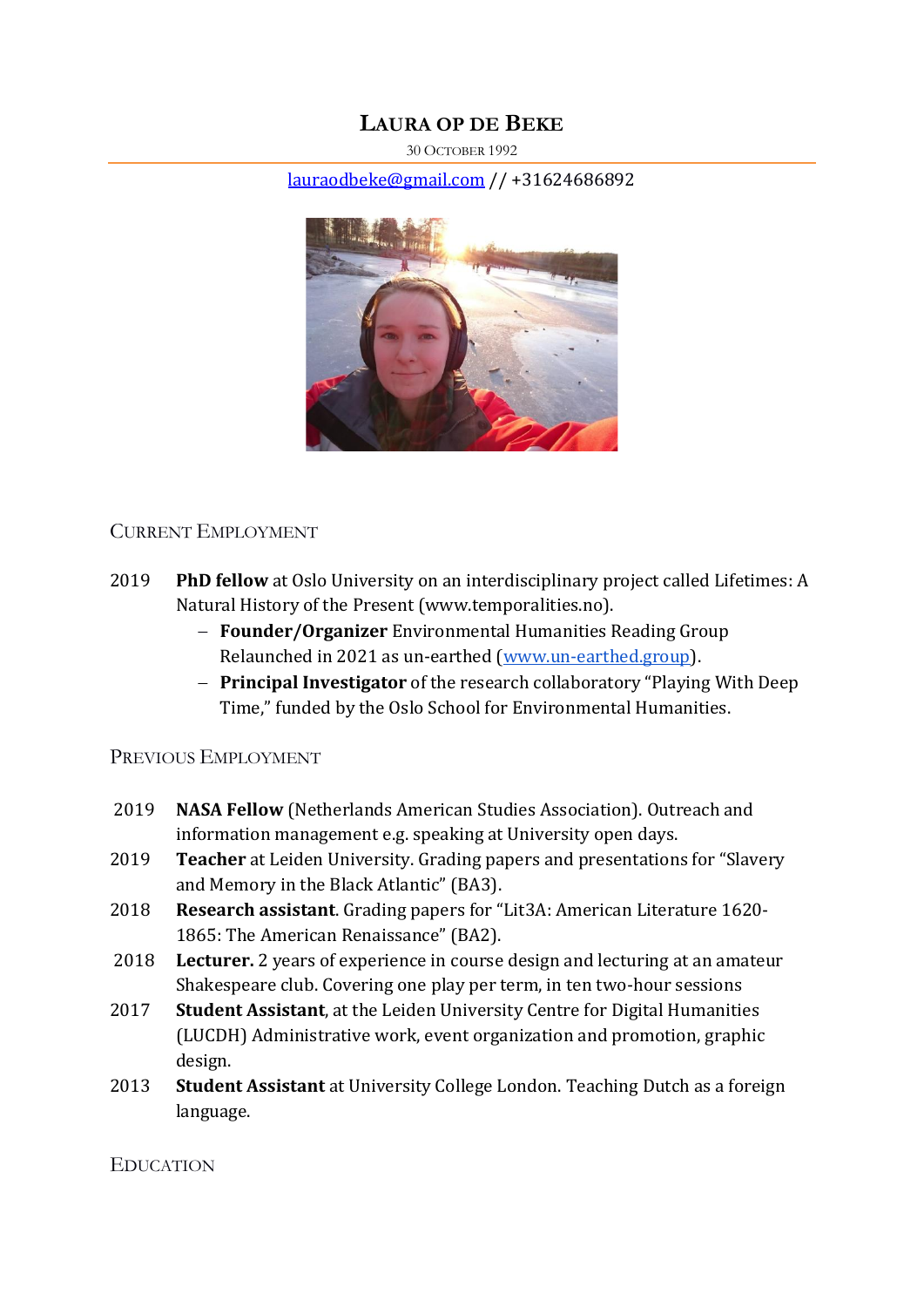# Laura op de Beke

30 October 1992

laurаodbeke@gmail.com // +31624686892

## Current Employment

2019 **PhD fellow** at Oslo University on an interdisciplinary project called Lifetimes: A Natural History of the Present (www.temporalities.no).

- **Founder/Organizer** Environmental Humanities Reading Group Relaunched in 2021 as un-earthed (www.un-earthed.group).
- **Principal Investigator** of the research collaboratory "Playing With Deep Time," funded by the Oslo School for Environmental Humanities.

## Previous Employment

2019 **NASA Fellow** (Netherlands American Studies Association). Outreach and information management e.g. speaking at University open days.

2019 **Teacher** at Leiden University. Grading papers and presentations for "Slavery and Memory in the Black Atlantic" (BA3).

2018 **Research assistant**. Grading papers for "Lit3A: American Literature 1620-1865: The American Renaissance" (BA2).

2018 **Lecturer.** 2 years of experience in course design and lecturing at an amateur Shakespeare club. Covering one play per term, in ten two-hour sessions

2017 **Student Assistant**, at the Leiden University Centre for Digital Humanities (LUCDH) Administrative work, event organization and promotion, graphic design.

2013 **Student Assistant** at University College London. Teaching Dutch as a foreign language.

## Education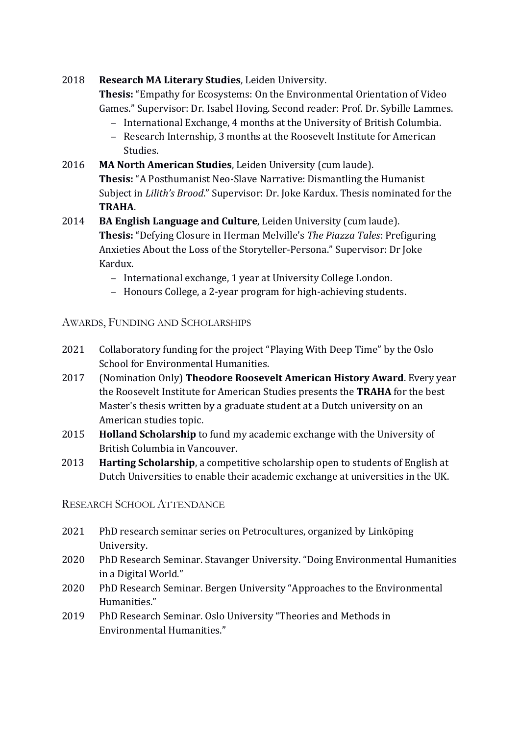2018 **Research MA Literary Studies**, Leiden University.
**Thesis:** "Empathy for Ecosystems: On the Environmental Orientation of Video Games." Supervisor: Dr. Isabel Hoving. Second reader: Prof. Dr. Sybille Lammes.

- International Exchange, 4 months at the University of British Columbia.
- Research Internship, 3 months at the Roosevelt Institute for American Studies.

2016 **MA North American Studies**, Leiden University (cum laude).
**Thesis:** "A Posthumanist Neo-Slave Narrative: Dismantling the Humanist Subject in *Lilith's Brood*." Supervisor: Dr. Joke Kardux. Thesis nominated for the **TRAHA**.

2014 **BA English Language and Culture**, Leiden University (cum laude).
**Thesis:** "Defying Closure in Herman Melville's *The Piazza Tales*: Prefiguring Anxieties About the Loss of the Storyteller-Persona." Supervisor: Dr Joke Kardux.

- International exchange, 1 year at University College London.
- Honours College, a 2-year program for high-achieving students.

## Awards, Funding and Scholarships

2021 Collaboratory funding for the project "Playing With Deep Time" by the Oslo School for Environmental Humanities.

2017 (Nomination Only) **Theodore Roosevelt American History Award**. Every year the Roosevelt Institute for American Studies presents the **TRAHA** for the best Master's thesis written by a graduate student at a Dutch university on an American studies topic.

2015 **Holland Scholarship** to fund my academic exchange with the University of British Columbia in Vancouver.

2013 **Harting Scholarship**, a competitive scholarship open to students of English at Dutch Universities to enable their academic exchange at universities in the UK.

## Research School Attendance

2021 PhD research seminar series on Petrocultures, organized by Linköping University.

2020 PhD Research Seminar. Stavanger University. "Doing Environmental Humanities in a Digital World."

2020 PhD Research Seminar. Bergen University "Approaches to the Environmental Humanities."

2019 PhD Research Seminar. Oslo University "Theories and Methods in Environmental Humanities."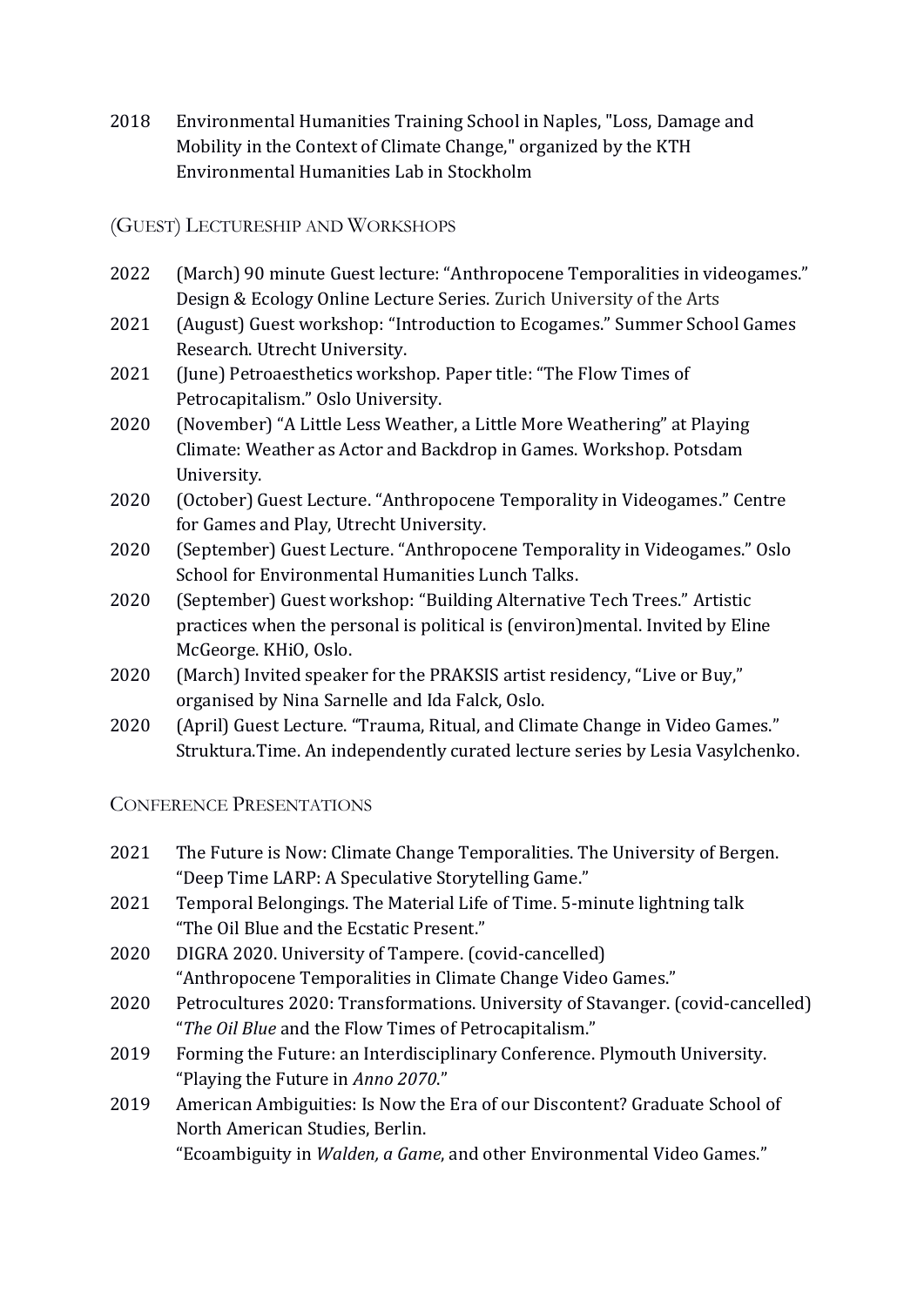2018 Environmental Humanities Training School in Naples, "Loss, Damage and Mobility in the Context of Climate Change," organized by the KTH Environmental Humanities Lab in Stockholm

## (Guest) Lectureship and Workshops

2022 (March) 90 minute Guest lecture: "Anthropocene Temporalities in videogames." Design & Ecology Online Lecture Series. Zurich University of the Arts

2021 (August) Guest workshop: "Introduction to Ecogames." Summer School Games Research. Utrecht University.

2021 (June) Petroaesthetics workshop. Paper title: "The Flow Times of Petrocapitalism." Oslo University.

2020 (November) "A Little Less Weather, a Little More Weathering" at Playing Climate: Weather as Actor and Backdrop in Games. Workshop. Potsdam University.

2020 (October) Guest Lecture. "Anthropocene Temporality in Videogames." Centre for Games and Play, Utrecht University.

2020 (September) Guest Lecture. "Anthropocene Temporality in Videogames." Oslo School for Environmental Humanities Lunch Talks.

2020 (September) Guest workshop: "Building Alternative Tech Trees." Artistic practices when the personal is political is (environ)mental. Invited by Eline McGeorge. KHiO, Oslo.

2020 (March) Invited speaker for the PRAKSIS artist residency, "Live or Buy," organised by Nina Sarnelle and Ida Falck, Oslo.

2020 (April) Guest Lecture. "Trauma, Ritual, and Climate Change in Video Games." Struktura.Time. An independently curated lecture series by Lesia Vasylchenko.

## Conference Presentations

2021 The Future is Now: Climate Change Temporalities. The University of Bergen. "Deep Time LARP: A Speculative Storytelling Game."

2021 Temporal Belongings. The Material Life of Time. 5-minute lightning talk "The Oil Blue and the Ecstatic Present."

2020 DIGRA 2020. University of Tampere. (covid-cancelled) "Anthropocene Temporalities in Climate Change Video Games."

2020 Petrocultures 2020: Transformations. University of Stavanger. (covid-cancelled) "*The Oil Blue* and the Flow Times of Petrocapitalism."

2019 Forming the Future: an Interdisciplinary Conference. Plymouth University. "Playing the Future in *Anno 2070*."

2019 American Ambiguities: Is Now the Era of our Discontent? Graduate School of North American Studies, Berlin.
"Ecoambiguity in *Walden, a Game*, and other Environmental Video Games."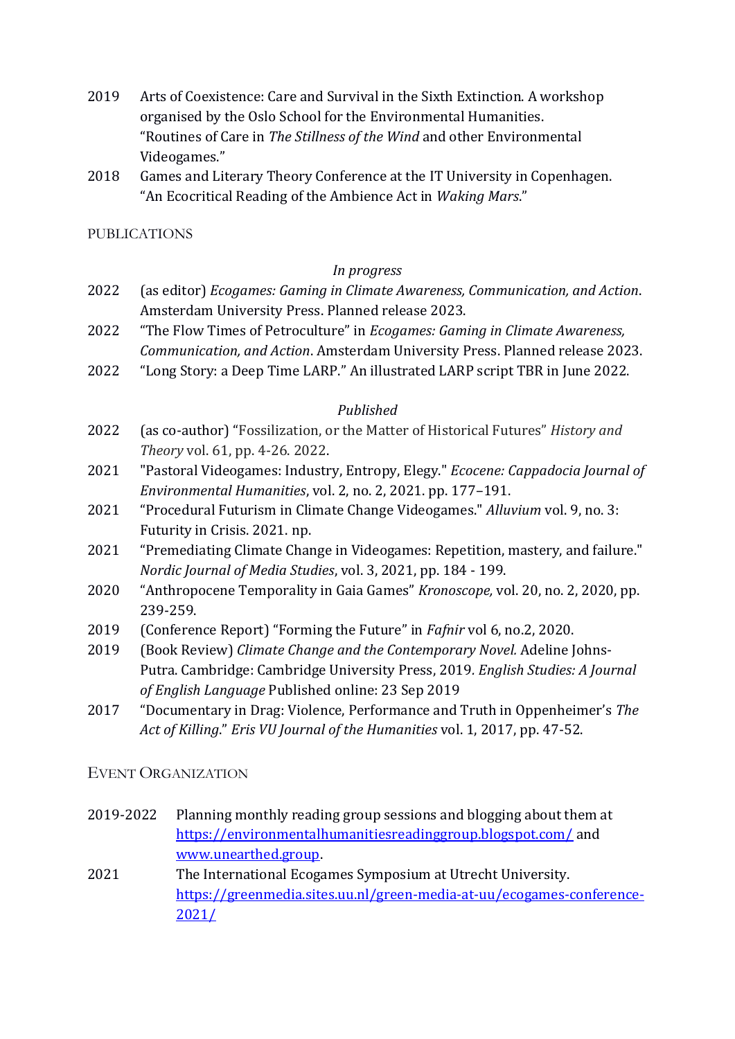2019 Arts of Coexistence: Care and Survival in the Sixth Extinction. A workshop organised by the Oslo School for the Environmental Humanities. "Routines of Care in *The Stillness of the Wind* and other Environmental Videogames."

2018 Games and Literary Theory Conference at the IT University in Copenhagen. "An Ecocritical Reading of the Ambience Act in *Waking Mars*."

## PUBLICATIONS

*In progress*

2022 (as editor) *Ecogames: Gaming in Climate Awareness, Communication, and Action*. Amsterdam University Press. Planned release 2023.

2022 "The Flow Times of Petroculture" in *Ecogames: Gaming in Climate Awareness, Communication, and Action*. Amsterdam University Press. Planned release 2023.

2022 "Long Story: a Deep Time LARP." An illustrated LARP script TBR in June 2022.

*Published*

2022 (as co-author) "Fossilization, or the Matter of Historical Futures" *History and Theory* vol. 61, pp. 4-26. 2022.

2021 "Pastoral Videogames: Industry, Entropy, Elegy." *Ecocene: Cappadocia Journal of Environmental Humanities*, vol. 2, no. 2, 2021. pp. 177–191.

2021 "Procedural Futurism in Climate Change Videogames." *Alluvium* vol. 9, no. 3: Futurity in Crisis. 2021. np.

2021 "Premediating Climate Change in Videogames: Repetition, mastery, and failure." *Nordic Journal of Media Studies*, vol. 3, 2021, pp. 184 - 199.

2020 "Anthropocene Temporality in Gaia Games" *Kronoscope,* vol. 20, no. 2, 2020, pp. 239-259.

2019 (Conference Report) "Forming the Future" in *Fafnir* vol 6, no.2, 2020.

2019 (Book Review) *Climate Change and the Contemporary Novel.* Adeline Johns-Putra. Cambridge: Cambridge University Press, 2019. *English Studies: A Journal of English Language* Published online: 23 Sep 2019

2017 "Documentary in Drag: Violence, Performance and Truth in Oppenheimer's *The Act of Killing*." *Eris VU Journal of the Humanities* vol. 1, 2017, pp. 47-52.

## EVENT ORGANIZATION

2019-2022 Planning monthly reading group sessions and blogging about them at https://environmentalhumanitiesreadinggroup.blogspot.com/ and www.unearthed.group.

2021 The International Ecogames Symposium at Utrecht University. https://greenmedia.sites.uu.nl/green-media-at-uu/ecogames-conference-2021/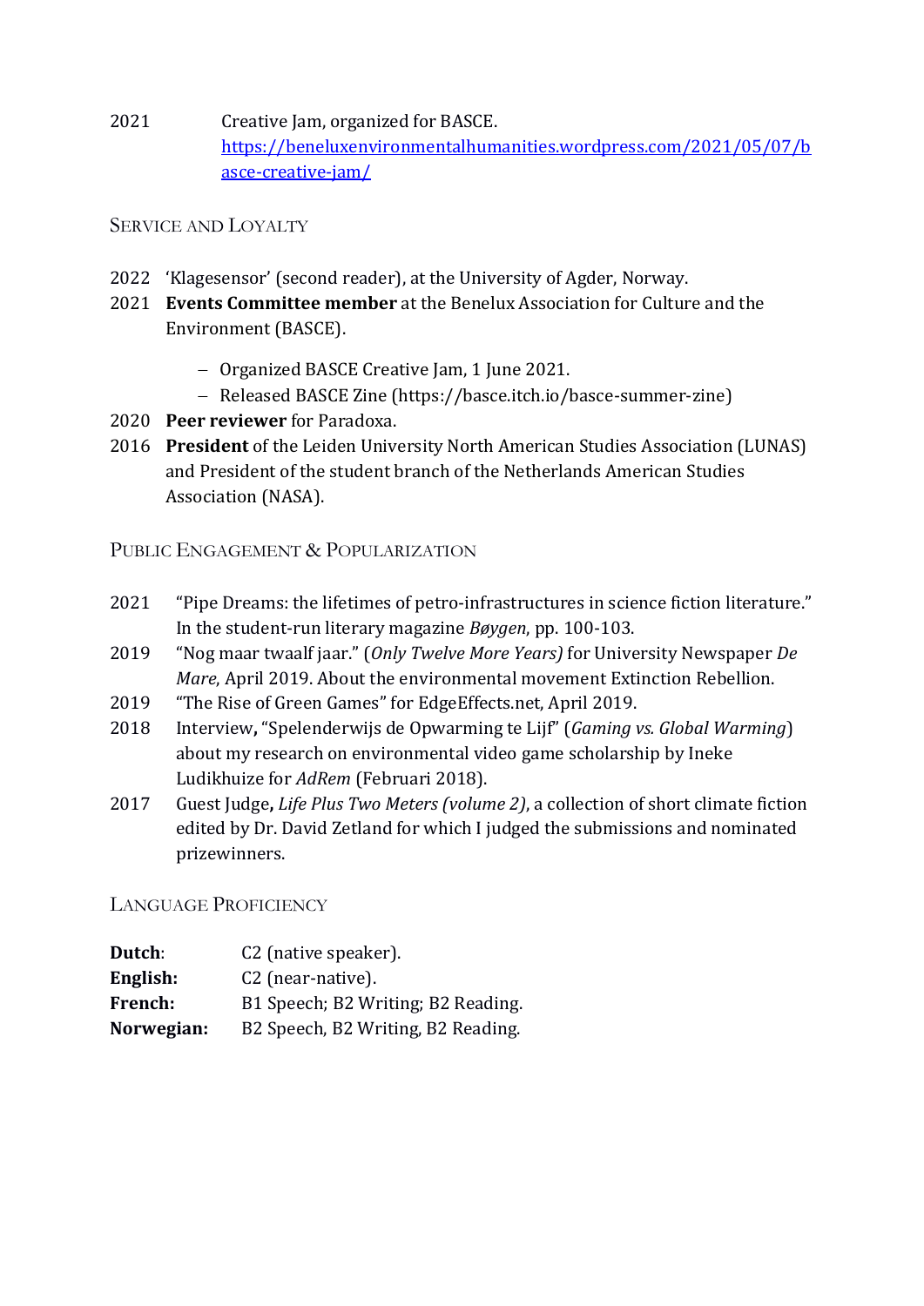2021 Creative Jam, organized for BASCE. https://beneluxenvironmentalhumanities.wordpress.com/2021/05/07/basce-creative-jam/

## Service and Loyalty

2022 'Klagesensor' (second reader), at the University of Agder, Norway.

2021 **Events Committee member** at the Benelux Association for Culture and the Environment (BASCE).

- Organized BASCE Creative Jam, 1 June 2021.
- Released BASCE Zine (https://basce.itch.io/basce-summer-zine)

2020 **Peer reviewer** for Paradoxa.

2016 **President** of the Leiden University North American Studies Association (LUNAS) and President of the student branch of the Netherlands American Studies Association (NASA).

## Public Engagement & Popularization

2021 "Pipe Dreams: the lifetimes of petro-infrastructures in science fiction literature." In the student-run literary magazine *Bøygen*, pp. 100-103.

2019 "Nog maar twaalf jaar." (*Only Twelve More Years)* for University Newspaper *De Mare*, April 2019. About the environmental movement Extinction Rebellion.

2019 "The Rise of Green Games" for EdgeEffects.net, April 2019.

2018 Interview**,** "Spelenderwijs de Opwarming te Lijf" (*Gaming vs. Global Warming*) about my research on environmental video game scholarship by Ineke Ludikhuize for *AdRem* (Februari 2018).

2017 Guest Judge**,** *Life Plus Two Meters (volume 2)*, a collection of short climate fiction edited by Dr. David Zetland for which I judged the submissions and nominated prizewinners.

## Language Proficiency

| | |
|---|---|
| **Dutch**: | C2 (native speaker). |
| **English:** | C2 (near-native). |
| **French:** | B1 Speech; B2 Writing; B2 Reading. |
| **Norwegian:** | B2 Speech, B2 Writing, B2 Reading. |